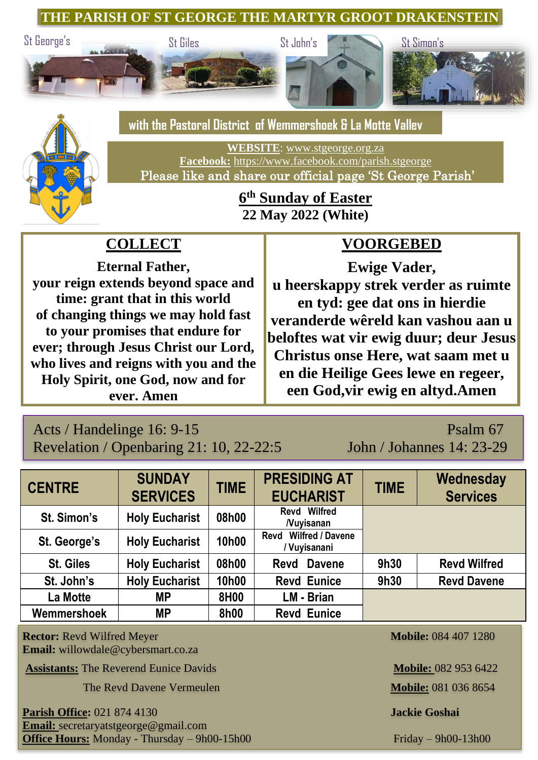# THE PARISH OF ST GEORGE THE MARTYR GROOT DRAKENSTEIN

St George's | St Giles | St John's | St Simon's

## with the Pastoral District of Wemmershoek & La Motte Valley

**WEBSITE**: www.stgeorge.org.za
**Facebook:** https://www.facebook.com/parish.stgeorge
Please like and share our official page 'St George Parish'

**6th Sunday of Easter**
**22 May 2022 (White)**

## COLLECT

**Eternal Father,
your reign extends beyond space and time: grant that in this world of changing things we may hold fast to your promises that endure for ever; through Jesus Christ our Lord, who lives and reigns with you and the Holy Spirit, one God, now and for ever. Amen**

## VOORGEBED

**Ewige Vader,
u heerskappy strek verder as ruimte en tyd: gee dat ons in hierdie veranderde wêreld kan vashou aan u beloftes wat vir ewig duur; deur Jesus Christus onse Here, wat saam met u en die Heilige Gees lewe en regeer, een God,vir ewig en altyd.Amen**

Acts / Handelinge 16: 9-15
Revelation / Openbaring 21: 10, 22-22:5
Psalm 67
John / Johannes 14: 23-29

| CENTRE | SUNDAY SERVICES | TIME | PRESIDING AT EUCHARIST | TIME | Wednesday Services |
|---|---|---|---|---|---|
| St. Simon's | Holy Eucharist | 08h00 | Revd Wilfred /Vuyisanan | | |
| St. George's | Holy Eucharist | 10h00 | Revd Wilfred / Davene / Vuyisanani | | |
| St. Giles | Holy Eucharist | 08h00 | Revd Davene | 9h30 | Revd Wilfred |
| St. John's | Holy Eucharist | 10h00 | Revd Eunice | 9h30 | Revd Davene |
| La Motte | MP | 8H00 | LM - Brian | | |
| Wemmershoek | MP | 8h00 | Revd Eunice | | |

**Rector:** Revd Wilfred Meyer — **Mobile:** 084 407 1280
**Email:** willowdale@cybersmart.co.za

**Assistants:** The Reverend Eunice Davids — **Mobile:** 082 953 6422
The Revd Davene Vermeulen — **Mobile:** 081 036 8654

**Parish Office:** 021 874 4130 — **Jackie Goshai**
**Email:** secretaryatstgeorge@gmail.com
**Office Hours:** Monday - Thursday – 9h00-15h00 — Friday – 9h00-13h00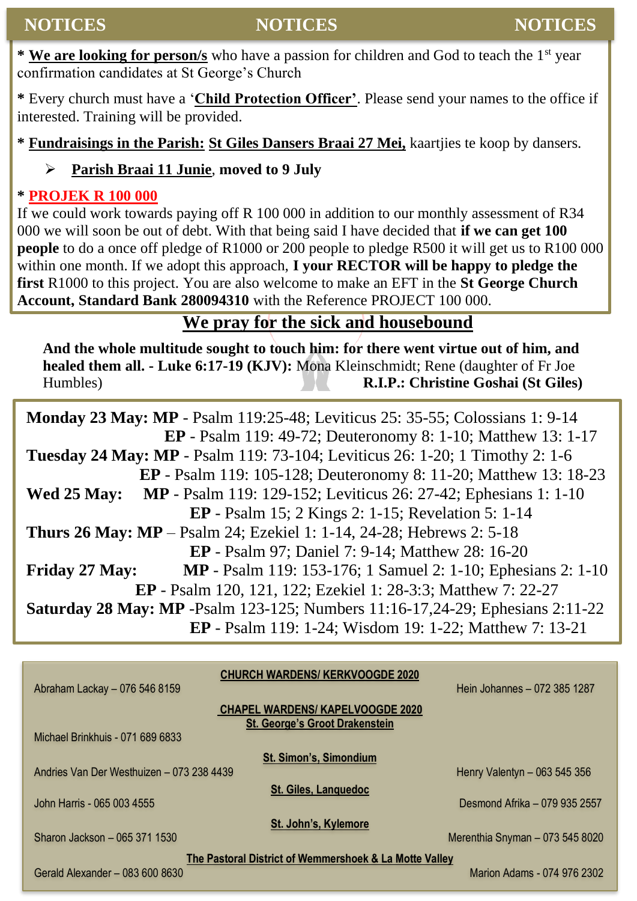## NOTICES NOTICES NOTICES

* **We are looking for person/s** who have a passion for children and God to teach the 1st year confirmation candidates at St George's Church

* Every church must have a '**Child Protection Officer'**. Please send your names to the office if interested. Training will be provided.

* **Fundraisings in the Parish:** **St Giles Dansers Braai 27 Mei,** kaartjies te koop by dansers.

- **Parish Braai 11 Junie**, **moved to 9 July**

* **PROJEK R 100 000**

If we could work towards paying off R 100 000 in addition to our monthly assessment of R34 000 we will soon be out of debt. With that being said I have decided that **if we can get 100 people** to do a once off pledge of R1000 or 200 people to pledge R500 it will get us to R100 000 within one month. If we adopt this approach, **I your RECTOR will be happy to pledge the first** R1000 to this project. You are also welcome to make an EFT in the **St George Church Account, Standard Bank 280094310** with the Reference PROJECT 100 000.

## We pray for the sick and housebound

**And the whole multitude sought to touch him: for there went virtue out of him, and healed them all. - Luke 6:17-19 (KJV):** Mona Kleinschmidt; Rene (daughter of Fr Joe Humbles)

**R.I.P.: Christine Goshai (St Giles)**

**Monday 23 May: MP** - Psalm 119:25-48; Leviticus 25: 35-55; Colossians 1: 9-14
**EP** - Psalm 119: 49-72; Deuteronomy 8: 1-10; Matthew 13: 1-17

**Tuesday 24 May: MP** - Psalm 119: 73-104; Leviticus 26: 1-20; 1 Timothy 2: 1-6
**EP** - Psalm 119: 105-128; Deuteronomy 8: 11-20; Matthew 13: 18-23

**Wed 25 May: MP** - Psalm 119: 129-152; Leviticus 26: 27-42; Ephesians 1: 1-10
**EP** - Psalm 15; 2 Kings 2: 1-15; Revelation 5: 1-14

**Thurs 26 May: MP** – Psalm 24; Ezekiel 1: 1-14, 24-28; Hebrews 2: 5-18
**EP** - Psalm 97; Daniel 7: 9-14; Matthew 28: 16-20

**Friday 27 May: MP** - Psalm 119: 153-176; 1 Samuel 2: 1-10; Ephesians 2: 1-10
**EP** - Psalm 120, 121, 122; Ezekiel 1: 28-3:3; Matthew 7: 22-27

**Saturday 28 May: MP** -Psalm 123-125; Numbers 11:16-17,24-29; Ephesians 2:11-22
**EP** - Psalm 119: 1-24; Wisdom 19: 1-22; Matthew 7: 13-21

**CHURCH WARDENS/ KERKVOOGDE 2020**

Abraham Lackay – 076 546 8159 | Hein Johannes – 072 385 1287

**CHAPEL WARDENS/ KAPELVOOGDE 2020**

**St. George's Groot Drakenstein**

Michael Brinkhuis - 071 689 6833

**St. Simon's, Simondium**

Andries Van Der Westhuizen – 073 238 4439 | Henry Valentyn – 063 545 356

**St. Giles, Languedoc**

John Harris - 065 003 4555 | Desmond Afrika – 079 935 2557

**St. John's, Kylemore**

Sharon Jackson – 065 371 1530 | Merenthia Snyman – 073 545 8020

**The Pastoral District of Wemmershoek & La Motte Valley**

Gerald Alexander – 083 600 8630 | Marion Adams - 074 976 2302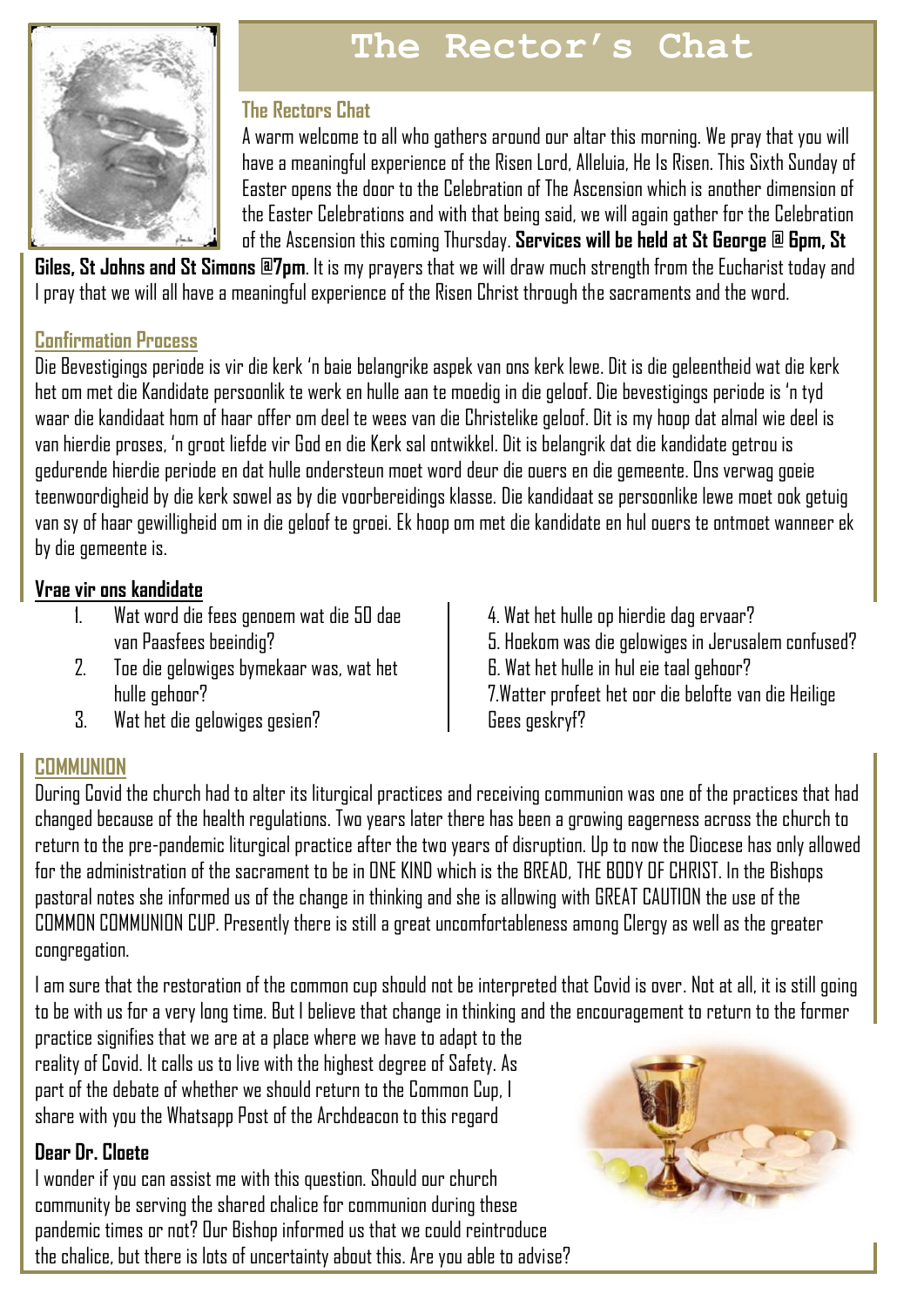# The Rector's Chat

### The Rectors Chat

A warm welcome to all who gathers around our altar this morning. We pray that you will have a meaningful experience of the Risen Lord, Alleluia, He Is Risen. This Sixth Sunday of Easter opens the door to the Celebration of The Ascension which is another dimension of the Easter Celebrations and with that being said, we will again gather for the Celebration of the Ascension this coming Thursday. **Services will be held at St George @ 6pm, St Giles, St Johns and St Simons @7pm**. It is my prayers that we will draw much strength from the Eucharist today and I pray that we will all have a meaningful experience of the Risen Christ through the sacraments and the word.

### Confirmation Process

Die Bevestigings periode is vir die kerk 'n baie belangrike aspek van ons kerk lewe. Dit is die geleentheid wat die kerk het om met die Kandidate persoonlik te werk en hulle aan te moedig in die geloof. Die bevestigings periode is 'n tyd waar die kandidaat hom of haar offer om deel te wees van die Christelike geloof. Dit is my hoop dat almal wie deel is van hierdie proses, 'n groot liefde vir God en die Kerk sal ontwikkel. Dit is belangrik dat die kandidate getrou is gedurende hierdie periode en dat hulle ondersteun moet word deur die ouers en die gemeente. Ons verwag goeie teenwoordigheid by die kerk sowel as by die voorbereidings klasse. Die kandidaat se persoonlike lewe moet ook getuig van sy of haar gewilligheid om in die geloof te groei. Ek hoop om met die kandidate en hul ouers te ontmoet wanneer ek by die gemeente is.

**Vrae vir ons kandidate**

1. Wat word die fees genoem wat die 50 dae van Paasfees beeindig?
2. Toe die gelowiges bymekaar was, wat het hulle gehoor?
3. Wat het die gelowiges gesien?
4. Wat het hulle op hierdie dag ervaar?
5. Hoekom was die gelowiges in Jerusalem confused?
6. Wat het hulle in hul eie taal gehoor?
7. Watter profeet het oor die belofte van die Heilige Gees geskryf?

### COMMUNION

During Covid the church had to alter its liturgical practices and receiving communion was one of the practices that had changed because of the health regulations. Two years later there has been a growing eagerness across the church to return to the pre-pandemic liturgical practice after the two years of disruption. Up to now the Diocese has only allowed for the administration of the sacrament to be in ONE KIND which is the BREAD, THE BODY OF CHRIST. In the Bishops pastoral notes she informed us of the change in thinking and she is allowing with GREAT CAUTION the use of the COMMON COMMUNION CUP. Presently there is still a great uncomfortableness among Clergy as well as the greater congregation.

I am sure that the restoration of the common cup should not be interpreted that Covid is over. Not at all, it is still going to be with us for a very long time. But I believe that change in thinking and the encouragement to return to the former practice signifies that we are at a place where we have to adapt to the reality of Covid. It calls us to live with the highest degree of Safety. As part of the debate of whether we should return to the Common Cup, I share with you the Whatsapp Post of the Archdeacon to this regard

**Dear Dr. Cloete**

I wonder if you can assist me with this question. Should our church community be serving the shared chalice for communion during these pandemic times or not? Our Bishop informed us that we could reintroduce the chalice, but there is lots of uncertainty about this. Are you able to advise?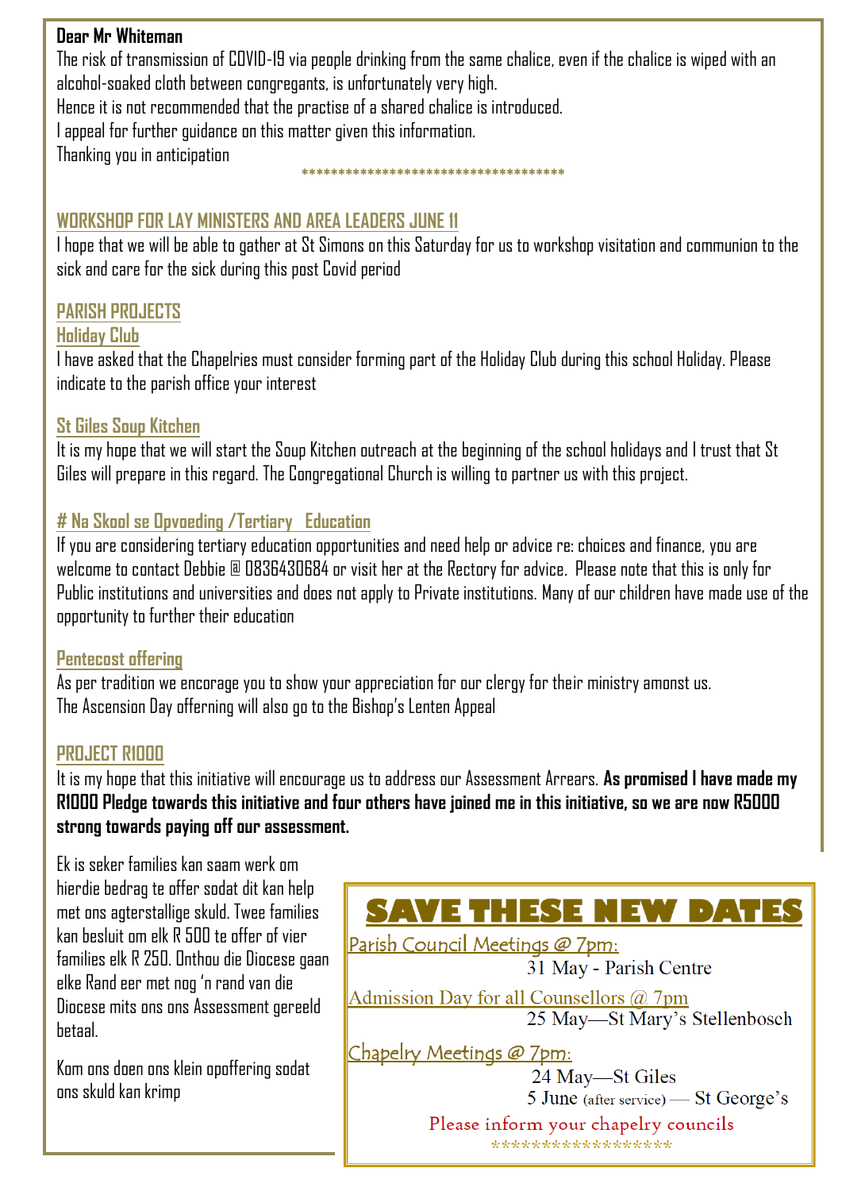**Dear Mr Whiteman**

The risk of transmission of COVID-19 via people drinking from the same chalice, even if the chalice is wiped with an alcohol-soaked cloth between congregants, is unfortunately very high.

Hence it is not recommended that the practise of a shared chalice is introduced.

I appeal for further guidance on this matter given this information.

Thanking you in anticipation

\*\*\*\*\*\*\*\*\*\*\*\*\*\*\*\*\*\*\*\*\*\*\*\*\*\*\*\*\*\*\*\*\*\*\*\*

## WORKSHOP FOR LAY MINISTERS AND AREA LEADERS JUNE 11

I hope that we will be able to gather at St Simons on this Saturday for us to workshop visitation and communion to the sick and care for the sick during this post Covid period

## PARISH PROJECTS

### Holiday Club

I have asked that the Chapelries must consider forming part of the Holiday Club during this school Holiday. Please indicate to the parish office your interest

### St Giles Soup Kitchen

It is my hope that we will start the Soup Kitchen outreach at the beginning of the school holidays and I trust that St Giles will prepare in this regard. The Congregational Church is willing to partner us with this project.

### # Na Skool se Opvoeding /Tertiary Education

If you are considering tertiary education opportunities and need help or advice re: choices and finance, you are welcome to contact Debbie @ 0836430684 or visit her at the Rectory for advice. Please note that this is only for Public institutions and universities and does not apply to Private institutions. Many of our children have made use of the opportunity to further their education

### Pentecost offering

As per tradition we encorage you to show your appreciation for our clergy for their ministry amonst us.

The Ascension Day offerning will also go to the Bishop's Lenten Appeal

## PROJECT R1000

It is my hope that this initiative will encourage us to address our Assessment Arrears. **As promised I have made my R1000 Pledge towards this initiative and four others have joined me in this initiative, so we are now R5000 strong towards paying off our assessment.**

Ek is seker families kan saam werk om hierdie bedrag te offer sodat dit kan help met ons agterstallige skuld. Twee families kan besluit om elk R 500 te offer of vier families elk R 250. Onthou die Diocese gaan elke Rand eer met nog 'n rand van die Diocese mits ons ons Assessment gereeld betaal.

Kom ons doen ons klein opoffering sodat ons skuld kan krimp

## SAVE THESE NEW DATES

Parish Council Meetings @ 7pm:

31 May - Parish Centre

Admission Day for all Counsellors @ 7pm

25 May—St Mary's Stellenbosch

Chapelry Meetings @ 7pm:

24 May—St Giles

5 June (after service) — St George's

Please inform your chapelry councils

\*\*\*\*\*\*\*\*\*\*\*\*\*\*\*\*\*\*